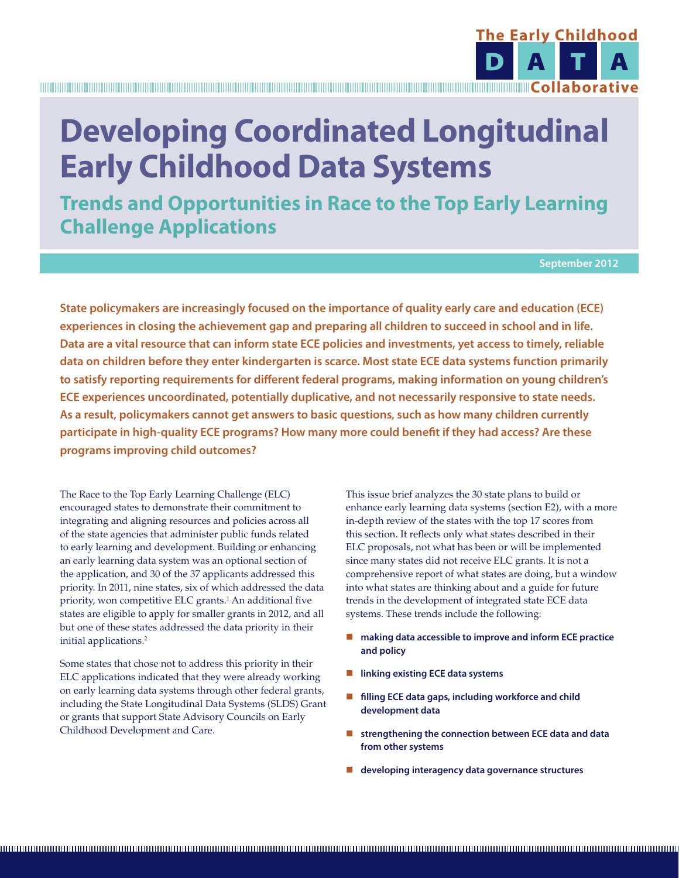The Early Childhood DATA Collaborative

# Developing Coordinated Longitudinal Early Childhood Data Systems

## Trends and Opportunities in Race to the Top Early Learning Challenge Applications

September 2012

**State policymakers are increasingly focused on the importance of quality early care and education (ECE) experiences in closing the achievement gap and preparing all children to succeed in school and in life. Data are a vital resource that can inform state ECE policies and investments, yet access to timely, reliable data on children before they enter kindergarten is scarce. Most state ECE data systems function primarily to satisfy reporting requirements for different federal programs, making information on young children's ECE experiences uncoordinated, potentially duplicative, and not necessarily responsive to state needs. As a result, policymakers cannot get answers to basic questions, such as how many children currently participate in high-quality ECE programs? How many more could benefit if they had access? Are these programs improving child outcomes?**

The Race to the Top Early Learning Challenge (ELC) encouraged states to demonstrate their commitment to integrating and aligning resources and policies across all of the state agencies that administer public funds related to early learning and development. Building or enhancing an early learning data system was an optional section of the application, and 30 of the 37 applicants addressed this priority. In 2011, nine states, six of which addressed the data priority, won competitive ELC grants.[1] An additional five states are eligible to apply for smaller grants in 2012, and all but one of these states addressed the data priority in their initial applications.[2]

Some states that chose not to address this priority in their ELC applications indicated that they were already working on early learning data systems through other federal grants, including the State Longitudinal Data Systems (SLDS) Grant or grants that support State Advisory Councils on Early Childhood Development and Care.

This issue brief analyzes the 30 state plans to build or enhance early learning data systems (section E2), with a more in-depth review of the states with the top 17 scores from this section. It reflects only what states described in their ELC proposals, not what has been or will be implemented since many states did not receive ELC grants. It is not a comprehensive report of what states are doing, but a window into what states are thinking about and a guide for future trends in the development of integrated state ECE data systems. These trends include the following:

- **making data accessible to improve and inform ECE practice and policy**
- **linking existing ECE data systems**
- **filling ECE data gaps, including workforce and child development data**
- **strengthening the connection between ECE data and data from other systems**
- **developing interagency data governance structures**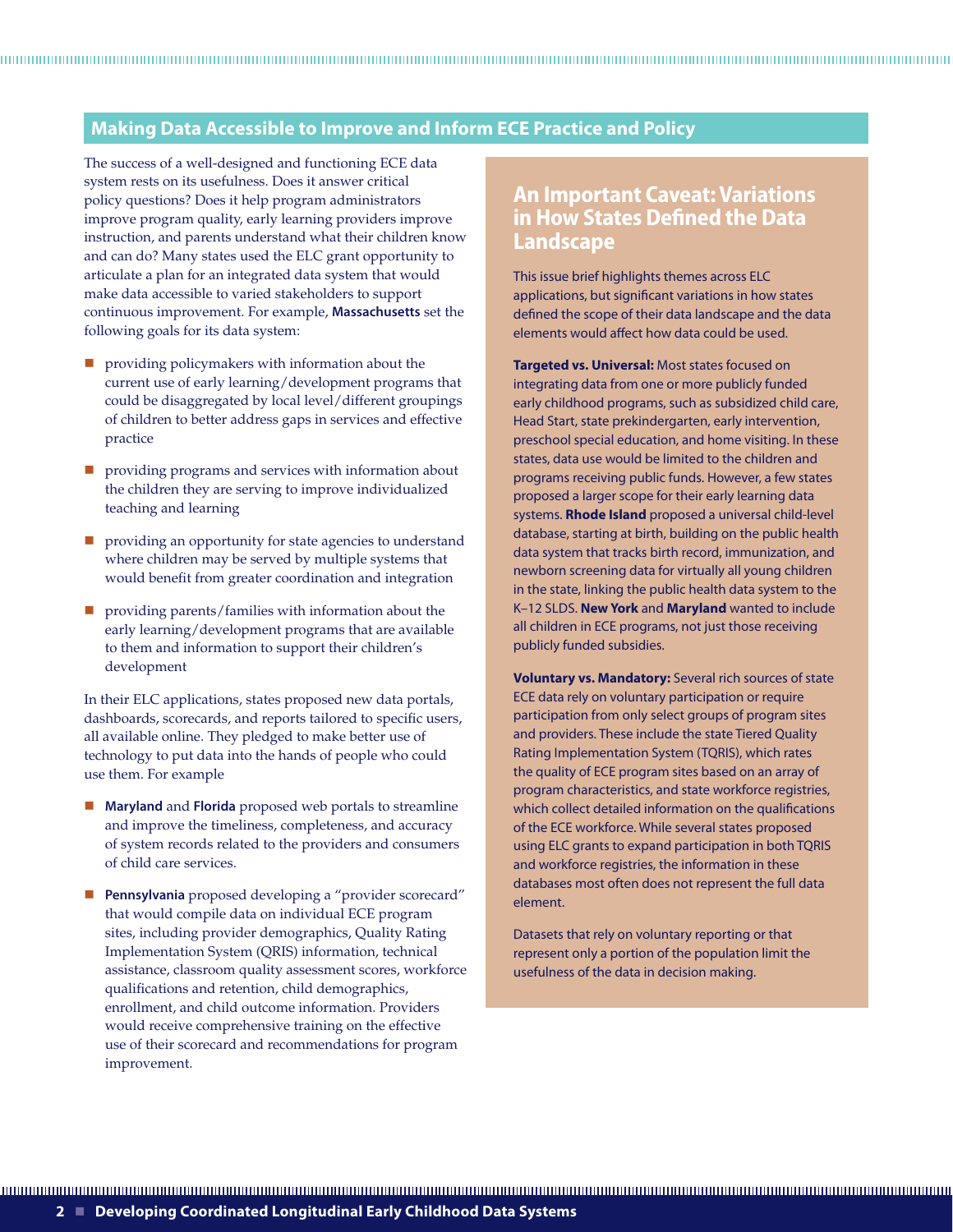## Making Data Accessible to Improve and Inform ECE Practice and Policy

The success of a well-designed and functioning ECE data system rests on its usefulness. Does it answer critical policy questions? Does it help program administrators improve program quality, early learning providers improve instruction, and parents understand what their children know and can do? Many states used the ELC grant opportunity to articulate a plan for an integrated data system that would make data accessible to varied stakeholders to support continuous improvement. For example, **Massachusetts** set the following goals for its data system:

- providing policymakers with information about the current use of early learning/development programs that could be disaggregated by local level/different groupings of children to better address gaps in services and effective practice
- providing programs and services with information about the children they are serving to improve individualized teaching and learning
- providing an opportunity for state agencies to understand where children may be served by multiple systems that would benefit from greater coordination and integration
- providing parents/families with information about the early learning/development programs that are available to them and information to support their children's development

In their ELC applications, states proposed new data portals, dashboards, scorecards, and reports tailored to specific users, all available online. They pledged to make better use of technology to put data into the hands of people who could use them. For example

- **Maryland** and **Florida** proposed web portals to streamline and improve the timeliness, completeness, and accuracy of system records related to the providers and consumers of child care services.
- **Pennsylvania** proposed developing a "provider scorecard" that would compile data on individual ECE program sites, including provider demographics, Quality Rating Implementation System (QRIS) information, technical assistance, classroom quality assessment scores, workforce qualifications and retention, child demographics, enrollment, and child outcome information. Providers would receive comprehensive training on the effective use of their scorecard and recommendations for program improvement.

### An Important Caveat: Variations in How States Defined the Data Landscape

This issue brief highlights themes across ELC applications, but significant variations in how states defined the scope of their data landscape and the data elements would affect how data could be used.

**Targeted vs. Universal:** Most states focused on integrating data from one or more publicly funded early childhood programs, such as subsidized child care, Head Start, state prekindergarten, early intervention, preschool special education, and home visiting. In these states, data use would be limited to the children and programs receiving public funds. However, a few states proposed a larger scope for their early learning data systems. **Rhode Island** proposed a universal child-level database, starting at birth, building on the public health data system that tracks birth record, immunization, and newborn screening data for virtually all young children in the state, linking the public health data system to the K–12 SLDS. **New York** and **Maryland** wanted to include all children in ECE programs, not just those receiving publicly funded subsidies.

**Voluntary vs. Mandatory:** Several rich sources of state ECE data rely on voluntary participation or require participation from only select groups of program sites and providers. These include the state Tiered Quality Rating Implementation System (TQRIS), which rates the quality of ECE program sites based on an array of program characteristics, and state workforce registries, which collect detailed information on the qualifications of the ECE workforce. While several states proposed using ELC grants to expand participation in both TQRIS and workforce registries, the information in these databases most often does not represent the full data element.

Datasets that rely on voluntary reporting or that represent only a portion of the population limit the usefulness of the data in decision making.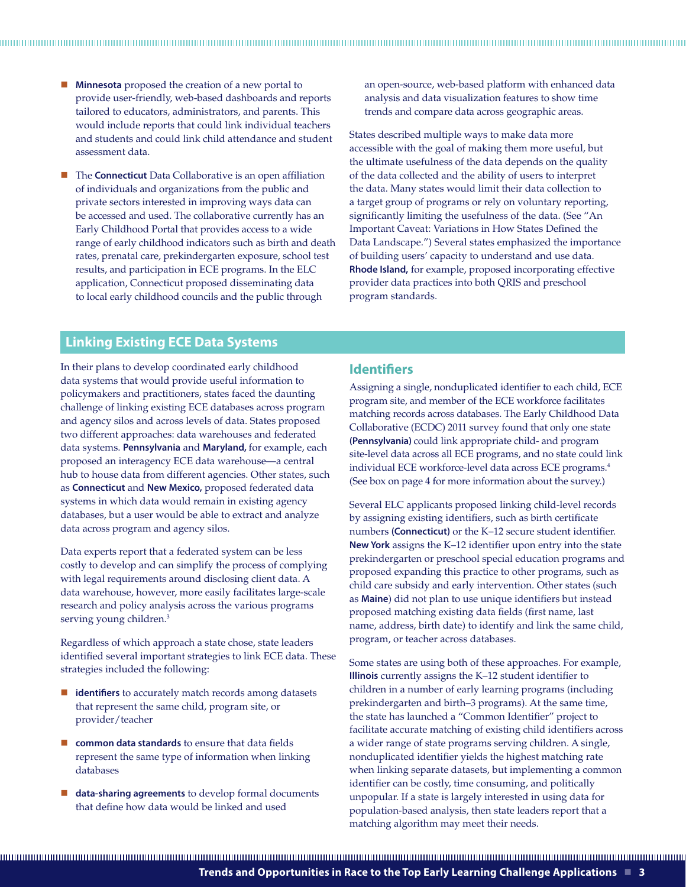- **Minnesota** proposed the creation of a new portal to provide user-friendly, web-based dashboards and reports tailored to educators, administrators, and parents. This would include reports that could link individual teachers and students and could link child attendance and student assessment data.

- The **Connecticut** Data Collaborative is an open affiliation of individuals and organizations from the public and private sectors interested in improving ways data can be accessed and used. The collaborative currently has an Early Childhood Portal that provides access to a wide range of early childhood indicators such as birth and death rates, prenatal care, prekindergarten exposure, school test results, and participation in ECE programs. In the ELC application, Connecticut proposed disseminating data to local early childhood councils and the public through an open-source, web-based platform with enhanced data analysis and data visualization features to show time trends and compare data across geographic areas.

States described multiple ways to make data more accessible with the goal of making them more useful, but the ultimate usefulness of the data depends on the quality of the data collected and the ability of users to interpret the data. Many states would limit their data collection to a target group of programs or rely on voluntary reporting, significantly limiting the usefulness of the data. (See "An Important Caveat: Variations in How States Defined the Data Landscape.") Several states emphasized the importance of building users' capacity to understand and use data. **Rhode Island,** for example, proposed incorporating effective provider data practices into both QRIS and preschool program standards.

## Linking Existing ECE Data Systems

In their plans to develop coordinated early childhood data systems that would provide useful information to policymakers and practitioners, states faced the daunting challenge of linking existing ECE databases across program and agency silos and across levels of data. States proposed two different approaches: data warehouses and federated data systems. **Pennsylvania** and **Maryland,** for example, each proposed an interagency ECE data warehouse—a central hub to house data from different agencies. Other states, such as **Connecticut** and **New Mexico,** proposed federated data systems in which data would remain in existing agency databases, but a user would be able to extract and analyze data across program and agency silos.

Data experts report that a federated system can be less costly to develop and can simplify the process of complying with legal requirements around disclosing client data. A data warehouse, however, more easily facilitates large-scale research and policy analysis across the various programs serving young children.[3]

Regardless of which approach a state chose, state leaders identified several important strategies to link ECE data. These strategies included the following:

- **identifiers** to accurately match records among datasets that represent the same child, program site, or provider/teacher
- **common data standards** to ensure that data fields represent the same type of information when linking databases
- **data-sharing agreements** to develop formal documents that define how data would be linked and used

### Identifiers

Assigning a single, nonduplicated identifier to each child, ECE program site, and member of the ECE workforce facilitates matching records across databases. The Early Childhood Data Collaborative (ECDC) 2011 survey found that only one state **(Pennsylvania)** could link appropriate child- and program site-level data across all ECE programs, and no state could link individual ECE workforce-level data across ECE programs.[4] (See box on page 4 for more information about the survey.)

Several ELC applicants proposed linking child-level records by assigning existing identifiers, such as birth certificate numbers **(Connecticut)** or the K–12 secure student identifier. **New York** assigns the K–12 identifier upon entry into the state prekindergarten or preschool special education programs and proposed expanding this practice to other programs, such as child care subsidy and early intervention. Other states (such as **Maine**) did not plan to use unique identifiers but instead proposed matching existing data fields (first name, last name, address, birth date) to identify and link the same child, program, or teacher across databases.

Some states are using both of these approaches. For example, **Illinois** currently assigns the K–12 student identifier to children in a number of early learning programs (including prekindergarten and birth–3 programs). At the same time, the state has launched a "Common Identifier" project to facilitate accurate matching of existing child identifiers across a wider range of state programs serving children. A single, nonduplicated identifier yields the highest matching rate when linking separate datasets, but implementing a common identifier can be costly, time consuming, and politically unpopular. If a state is largely interested in using data for population-based analysis, then state leaders report that a matching algorithm may meet their needs.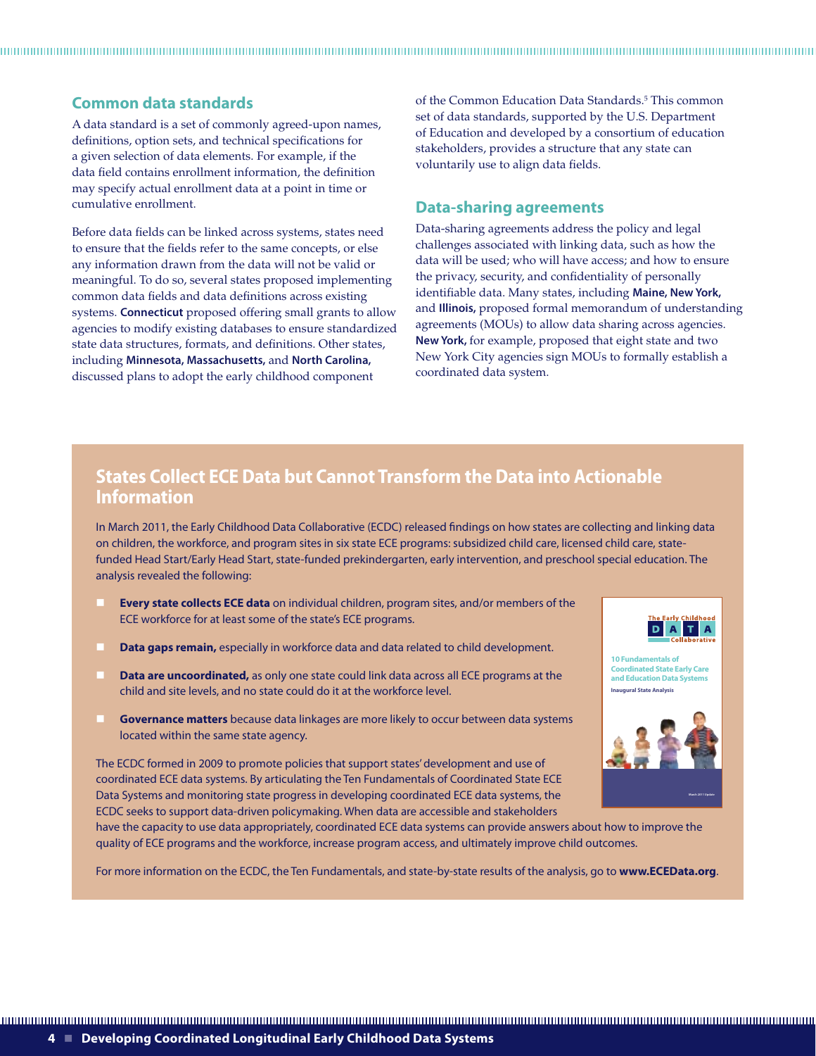## Common data standards

A data standard is a set of commonly agreed-upon names, definitions, option sets, and technical specifications for a given selection of data elements. For example, if the data field contains enrollment information, the definition may specify actual enrollment data at a point in time or cumulative enrollment.

Before data fields can be linked across systems, states need to ensure that the fields refer to the same concepts, or else any information drawn from the data will not be valid or meaningful. To do so, several states proposed implementing common data fields and data definitions across existing systems. **Connecticut** proposed offering small grants to allow agencies to modify existing databases to ensure standardized state data structures, formats, and definitions. Other states, including **Minnesota, Massachusetts,** and **North Carolina,** discussed plans to adopt the early childhood component of the Common Education Data Standards.[5] This common set of data standards, supported by the U.S. Department of Education and developed by a consortium of education stakeholders, provides a structure that any state can voluntarily use to align data fields.

## Data-sharing agreements

Data-sharing agreements address the policy and legal challenges associated with linking data, such as how the data will be used; who will have access; and how to ensure the privacy, security, and confidentiality of personally identifiable data. Many states, including **Maine, New York,** and **Illinois,** proposed formal memorandum of understanding agreements (MOUs) to allow data sharing across agencies. **New York,** for example, proposed that eight state and two New York City agencies sign MOUs to formally establish a coordinated data system.

## States Collect ECE Data but Cannot Transform the Data into Actionable Information

In March 2011, the Early Childhood Data Collaborative (ECDC) released findings on how states are collecting and linking data on children, the workforce, and program sites in six state ECE programs: subsidized child care, licensed child care, state-funded Head Start/Early Head Start, state-funded prekindergarten, early intervention, and preschool special education. The analysis revealed the following:

- **Every state collects ECE data** on individual children, program sites, and/or members of the ECE workforce for at least some of the state's ECE programs.
- **Data gaps remain,** especially in workforce data and data related to child development.
- **Data are uncoordinated,** as only one state could link data across all ECE programs at the child and site levels, and no state could do it at the workforce level.
- **Governance matters** because data linkages are more likely to occur between data systems located within the same state agency.

The ECDC formed in 2009 to promote policies that support states' development and use of coordinated ECE data systems. By articulating the Ten Fundamentals of Coordinated State ECE Data Systems and monitoring state progress in developing coordinated ECE data systems, the ECDC seeks to support data-driven policymaking. When data are accessible and stakeholders have the capacity to use data appropriately, coordinated ECE data systems can provide answers about how to improve the quality of ECE programs and the workforce, increase program access, and ultimately improve child outcomes.

For more information on the ECDC, the Ten Fundamentals, and state-by-state results of the analysis, go to **www.ECEData.org**.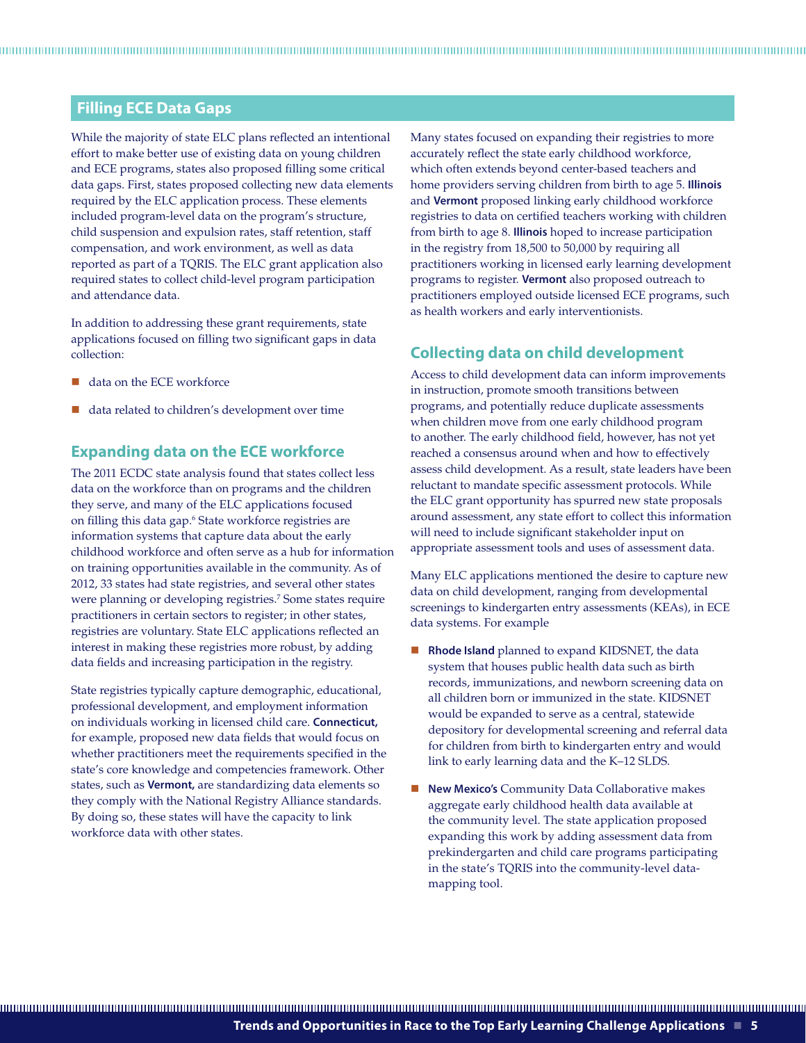## Filling ECE Data Gaps

While the majority of state ELC plans reflected an intentional effort to make better use of existing data on young children and ECE programs, states also proposed filling some critical data gaps. First, states proposed collecting new data elements required by the ELC application process. These elements included program-level data on the program's structure, child suspension and expulsion rates, staff retention, staff compensation, and work environment, as well as data reported as part of a TQRIS. The ELC grant application also required states to collect child-level program participation and attendance data.

In addition to addressing these grant requirements, state applications focused on filling two significant gaps in data collection:

- data on the ECE workforce
- data related to children's development over time

### Expanding data on the ECE workforce

The 2011 ECDC state analysis found that states collect less data on the workforce than on programs and the children they serve, and many of the ELC applications focused on filling this data gap.[6] State workforce registries are information systems that capture data about the early childhood workforce and often serve as a hub for information on training opportunities available in the community. As of 2012, 33 states had state registries, and several other states were planning or developing registries.[7] Some states require practitioners in certain sectors to register; in other states, registries are voluntary. State ELC applications reflected an interest in making these registries more robust, by adding data fields and increasing participation in the registry.

State registries typically capture demographic, educational, professional development, and employment information on individuals working in licensed child care. **Connecticut,** for example, proposed new data fields that would focus on whether practitioners meet the requirements specified in the state's core knowledge and competencies framework. Other states, such as **Vermont,** are standardizing data elements so they comply with the National Registry Alliance standards. By doing so, these states will have the capacity to link workforce data with other states.

Many states focused on expanding their registries to more accurately reflect the state early childhood workforce, which often extends beyond center-based teachers and home providers serving children from birth to age 5. **Illinois** and **Vermont** proposed linking early childhood workforce registries to data on certified teachers working with children from birth to age 8. **Illinois** hoped to increase participation in the registry from 18,500 to 50,000 by requiring all practitioners working in licensed early learning development programs to register. **Vermont** also proposed outreach to practitioners employed outside licensed ECE programs, such as health workers and early interventionists.

### Collecting data on child development

Access to child development data can inform improvements in instruction, promote smooth transitions between programs, and potentially reduce duplicate assessments when children move from one early childhood program to another. The early childhood field, however, has not yet reached a consensus around when and how to effectively assess child development. As a result, state leaders have been reluctant to mandate specific assessment protocols. While the ELC grant opportunity has spurred new state proposals around assessment, any state effort to collect this information will need to include significant stakeholder input on appropriate assessment tools and uses of assessment data.

Many ELC applications mentioned the desire to capture new data on child development, ranging from developmental screenings to kindergarten entry assessments (KEAs), in ECE data systems. For example

- **Rhode Island** planned to expand KIDSNET, the data system that houses public health data such as birth records, immunizations, and newborn screening data on all children born or immunized in the state. KIDSNET would be expanded to serve as a central, statewide depository for developmental screening and referral data for children from birth to kindergarten entry and would link to early learning data and the K–12 SLDS.
- **New Mexico's** Community Data Collaborative makes aggregate early childhood health data available at the community level. The state application proposed expanding this work by adding assessment data from prekindergarten and child care programs participating in the state's TQRIS into the community-level data-mapping tool.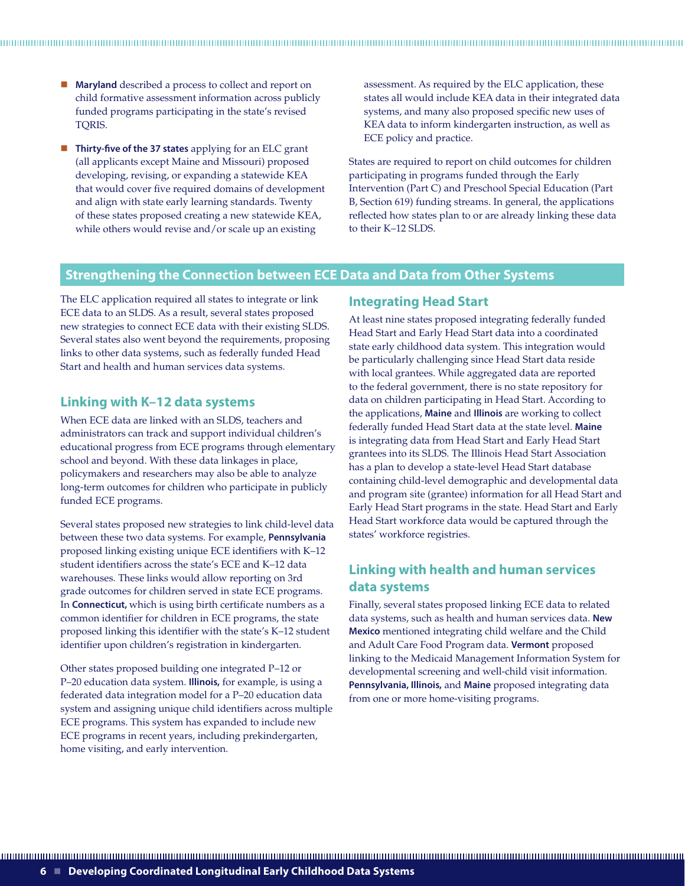- **Maryland** described a process to collect and report on child formative assessment information across publicly funded programs participating in the state's revised TQRIS.
- **Thirty-five of the 37 states** applying for an ELC grant (all applicants except Maine and Missouri) proposed developing, revising, or expanding a statewide KEA that would cover five required domains of development and align with state early learning standards. Twenty of these states proposed creating a new statewide KEA, while others would revise and/or scale up an existing assessment. As required by the ELC application, these states all would include KEA data in their integrated data systems, and many also proposed specific new uses of KEA data to inform kindergarten instruction, as well as ECE policy and practice.

States are required to report on child outcomes for children participating in programs funded through the Early Intervention (Part C) and Preschool Special Education (Part B, Section 619) funding streams. In general, the applications reflected how states plan to or are already linking these data to their K–12 SLDS.

## Strengthening the Connection between ECE Data and Data from Other Systems

The ELC application required all states to integrate or link ECE data to an SLDS. As a result, several states proposed new strategies to connect ECE data with their existing SLDS. Several states also went beyond the requirements, proposing links to other data systems, such as federally funded Head Start and health and human services data systems.

### Linking with K–12 data systems

When ECE data are linked with an SLDS, teachers and administrators can track and support individual children's educational progress from ECE programs through elementary school and beyond. With these data linkages in place, policymakers and researchers may also be able to analyze long-term outcomes for children who participate in publicly funded ECE programs.

Several states proposed new strategies to link child-level data between these two data systems. For example, **Pennsylvania** proposed linking existing unique ECE identifiers with K–12 student identifiers across the state's ECE and K–12 data warehouses. These links would allow reporting on 3rd grade outcomes for children served in state ECE programs. In **Connecticut,** which is using birth certificate numbers as a common identifier for children in ECE programs, the state proposed linking this identifier with the state's K–12 student identifier upon children's registration in kindergarten.

Other states proposed building one integrated P–12 or P–20 education data system. **Illinois,** for example, is using a federated data integration model for a P–20 education data system and assigning unique child identifiers across multiple ECE programs. This system has expanded to include new ECE programs in recent years, including prekindergarten, home visiting, and early intervention.

### Integrating Head Start

At least nine states proposed integrating federally funded Head Start and Early Head Start data into a coordinated state early childhood data system. This integration would be particularly challenging since Head Start data reside with local grantees. While aggregated data are reported to the federal government, there is no state repository for data on children participating in Head Start. According to the applications, **Maine** and **Illinois** are working to collect federally funded Head Start data at the state level. **Maine** is integrating data from Head Start and Early Head Start grantees into its SLDS. The Illinois Head Start Association has a plan to develop a state-level Head Start database containing child-level demographic and developmental data and program site (grantee) information for all Head Start and Early Head Start programs in the state. Head Start and Early Head Start workforce data would be captured through the states' workforce registries.

### Linking with health and human services data systems

Finally, several states proposed linking ECE data to related data systems, such as health and human services data. **New Mexico** mentioned integrating child welfare and the Child and Adult Care Food Program data. **Vermont** proposed linking to the Medicaid Management Information System for developmental screening and well-child visit information. **Pennsylvania, Illinois,** and **Maine** proposed integrating data from one or more home-visiting programs.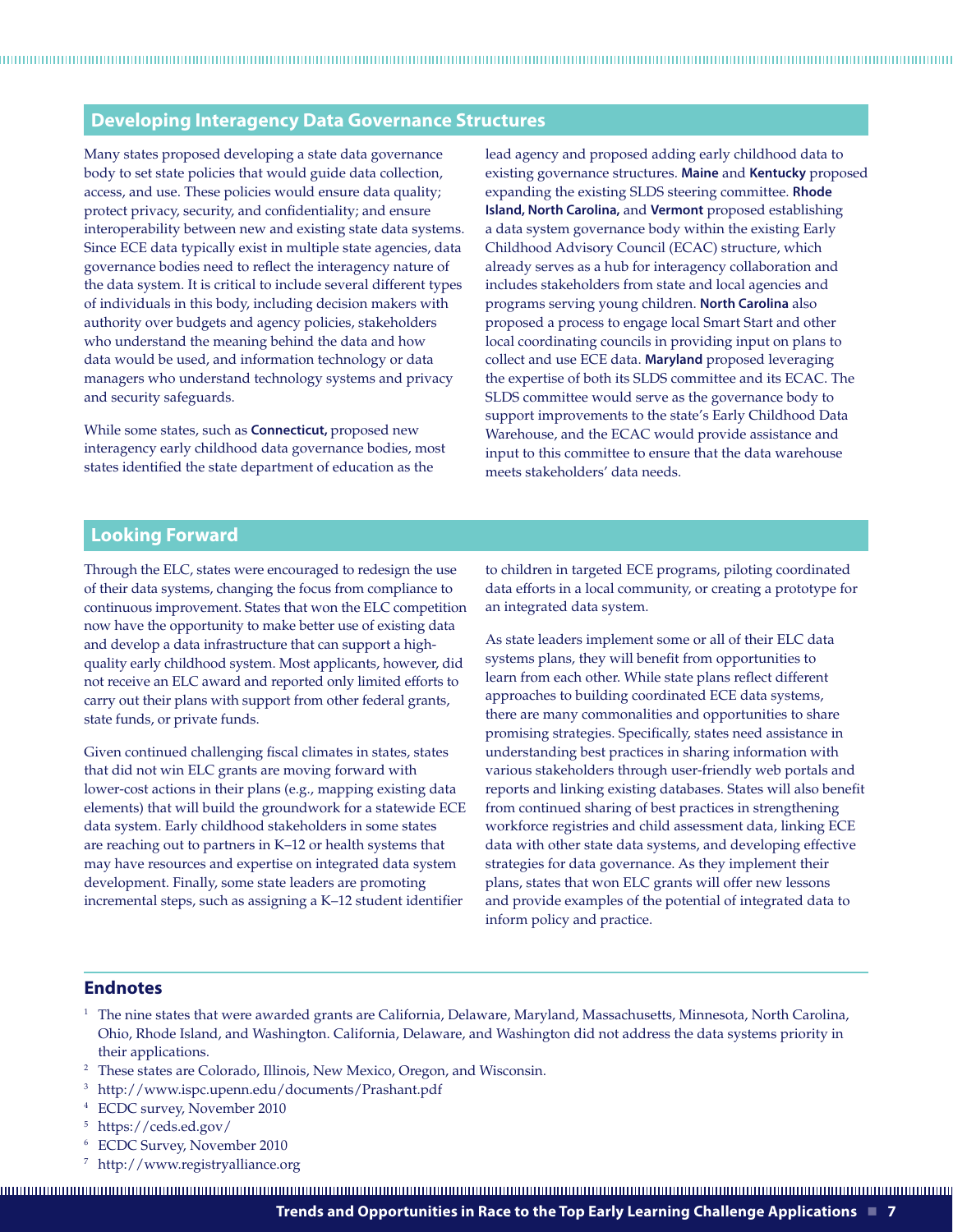## Developing Interagency Data Governance Structures

Many states proposed developing a state data governance body to set state policies that would guide data collection, access, and use. These policies would ensure data quality; protect privacy, security, and confidentiality; and ensure interoperability between new and existing state data systems. Since ECE data typically exist in multiple state agencies, data governance bodies need to reflect the interagency nature of the data system. It is critical to include several different types of individuals in this body, including decision makers with authority over budgets and agency policies, stakeholders who understand the meaning behind the data and how data would be used, and information technology or data managers who understand technology systems and privacy and security safeguards.

While some states, such as **Connecticut,** proposed new interagency early childhood data governance bodies, most states identified the state department of education as the lead agency and proposed adding early childhood data to existing governance structures. **Maine** and **Kentucky** proposed expanding the existing SLDS steering committee. **Rhode Island, North Carolina,** and **Vermont** proposed establishing a data system governance body within the existing Early Childhood Advisory Council (ECAC) structure, which already serves as a hub for interagency collaboration and includes stakeholders from state and local agencies and programs serving young children. **North Carolina** also proposed a process to engage local Smart Start and other local coordinating councils in providing input on plans to collect and use ECE data. **Maryland** proposed leveraging the expertise of both its SLDS committee and its ECAC. The SLDS committee would serve as the governance body to support improvements to the state's Early Childhood Data Warehouse, and the ECAC would provide assistance and input to this committee to ensure that the data warehouse meets stakeholders' data needs.

## Looking Forward

Through the ELC, states were encouraged to redesign the use of their data systems, changing the focus from compliance to continuous improvement. States that won the ELC competition now have the opportunity to make better use of existing data and develop a data infrastructure that can support a high-quality early childhood system. Most applicants, however, did not receive an ELC award and reported only limited efforts to carry out their plans with support from other federal grants, state funds, or private funds.

Given continued challenging fiscal climates in states, states that did not win ELC grants are moving forward with lower-cost actions in their plans (e.g., mapping existing data elements) that will build the groundwork for a statewide ECE data system. Early childhood stakeholders in some states are reaching out to partners in K–12 or health systems that may have resources and expertise on integrated data system development. Finally, some state leaders are promoting incremental steps, such as assigning a K–12 student identifier to children in targeted ECE programs, piloting coordinated data efforts in a local community, or creating a prototype for an integrated data system.

As state leaders implement some or all of their ELC data systems plans, they will benefit from opportunities to learn from each other. While state plans reflect different approaches to building coordinated ECE data systems, there are many commonalities and opportunities to share promising strategies. Specifically, states need assistance in understanding best practices in sharing information with various stakeholders through user-friendly web portals and reports and linking existing databases. States will also benefit from continued sharing of best practices in strengthening workforce registries and child assessment data, linking ECE data with other state data systems, and developing effective strategies for data governance. As they implement their plans, states that won ELC grants will offer new lessons and provide examples of the potential of integrated data to inform policy and practice.

## Endnotes

[1] The nine states that were awarded grants are California, Delaware, Maryland, Massachusetts, Minnesota, North Carolina, Ohio, Rhode Island, and Washington. California, Delaware, and Washington did not address the data systems priority in their applications.

[2] These states are Colorado, Illinois, New Mexico, Oregon, and Wisconsin.

[3] http://www.ispc.upenn.edu/documents/Prashant.pdf

[4] ECDC survey, November 2010

[5] https://ceds.ed.gov/

[6] ECDC Survey, November 2010

[7] http://www.registryalliance.org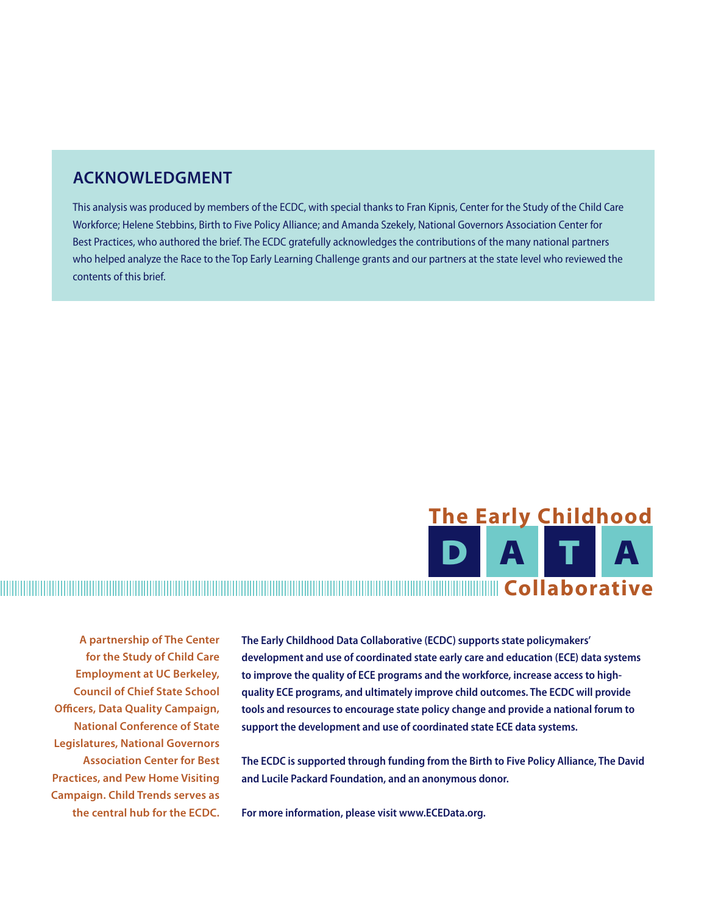## ACKNOWLEDGMENT

This analysis was produced by members of the ECDC, with special thanks to Fran Kipnis, Center for the Study of the Child Care Workforce; Helene Stebbins, Birth to Five Policy Alliance; and Amanda Szekely, National Governors Association Center for Best Practices, who authored the brief. The ECDC gratefully acknowledges the contributions of the many national partners who helped analyze the Race to the Top Early Learning Challenge grants and our partners at the state level who reviewed the contents of this brief.

The Early Childhood DATA Collaborative

**A partnership of The Center for the Study of Child Care Employment at UC Berkeley, Council of Chief State School Officers, Data Quality Campaign, National Conference of State Legislatures, National Governors Association Center for Best Practices, and Pew Home Visiting Campaign. Child Trends serves as the central hub for the ECDC.**

**The Early Childhood Data Collaborative (ECDC) supports state policymakers' development and use of coordinated state early care and education (ECE) data systems to improve the quality of ECE programs and the workforce, increase access to high-quality ECE programs, and ultimately improve child outcomes. The ECDC will provide tools and resources to encourage state policy change and provide a national forum to support the development and use of coordinated state ECE data systems.**

**The ECDC is supported through funding from the Birth to Five Policy Alliance, The David and Lucile Packard Foundation, and an anonymous donor.**

**For more information, please visit www.ECEData.org.**